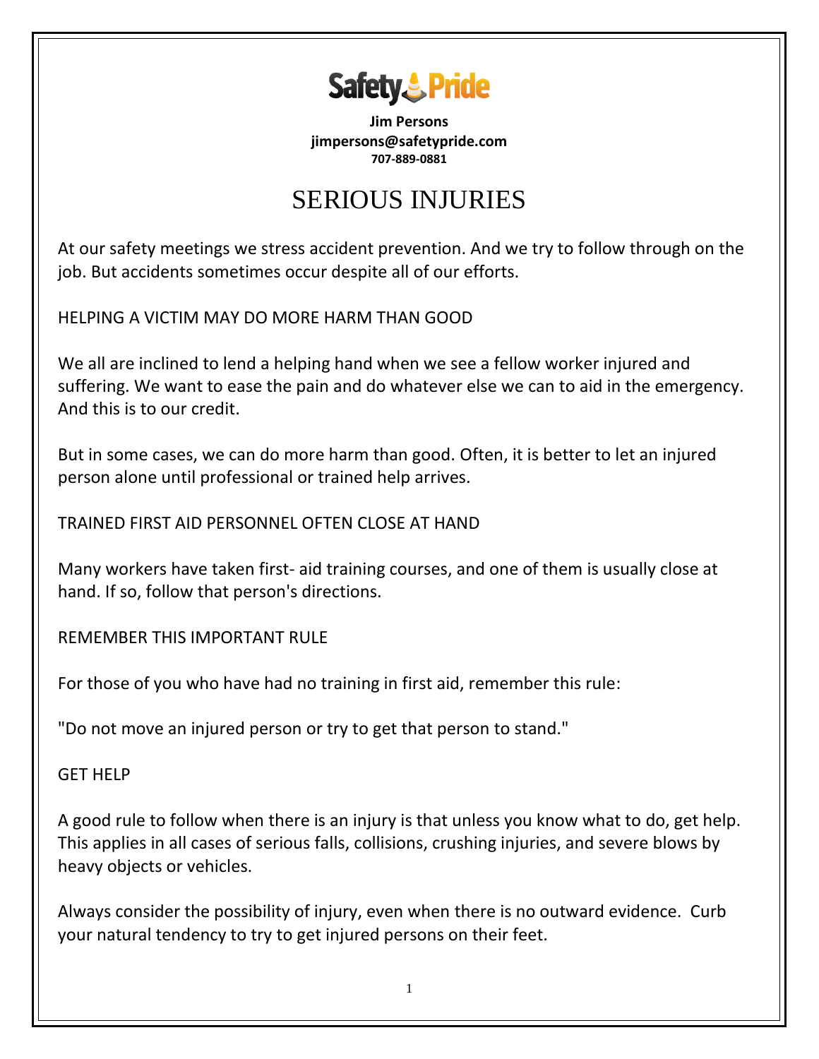Safety Pride

**Jim Persons**
**jimpersons@safetypride.com**
**707-889-0881**

# SERIOUS INJURIES

At our safety meetings we stress accident prevention. And we try to follow through on the job. But accidents sometimes occur despite all of our efforts.

## HELPING A VICTIM MAY DO MORE HARM THAN GOOD

We all are inclined to lend a helping hand when we see a fellow worker injured and suffering. We want to ease the pain and do whatever else we can to aid in the emergency. And this is to our credit.

But in some cases, we can do more harm than good. Often, it is better to let an injured person alone until professional or trained help arrives.

## TRAINED FIRST AID PERSONNEL OFTEN CLOSE AT HAND

Many workers have taken first- aid training courses, and one of them is usually close at hand. If so, follow that person's directions.

## REMEMBER THIS IMPORTANT RULE

For those of you who have had no training in first aid, remember this rule:

"Do not move an injured person or try to get that person to stand."

## GET HELP

A good rule to follow when there is an injury is that unless you know what to do, get help. This applies in all cases of serious falls, collisions, crushing injuries, and severe blows by heavy objects or vehicles.

Always consider the possibility of injury, even when there is no outward evidence. Curb your natural tendency to try to get injured persons on their feet.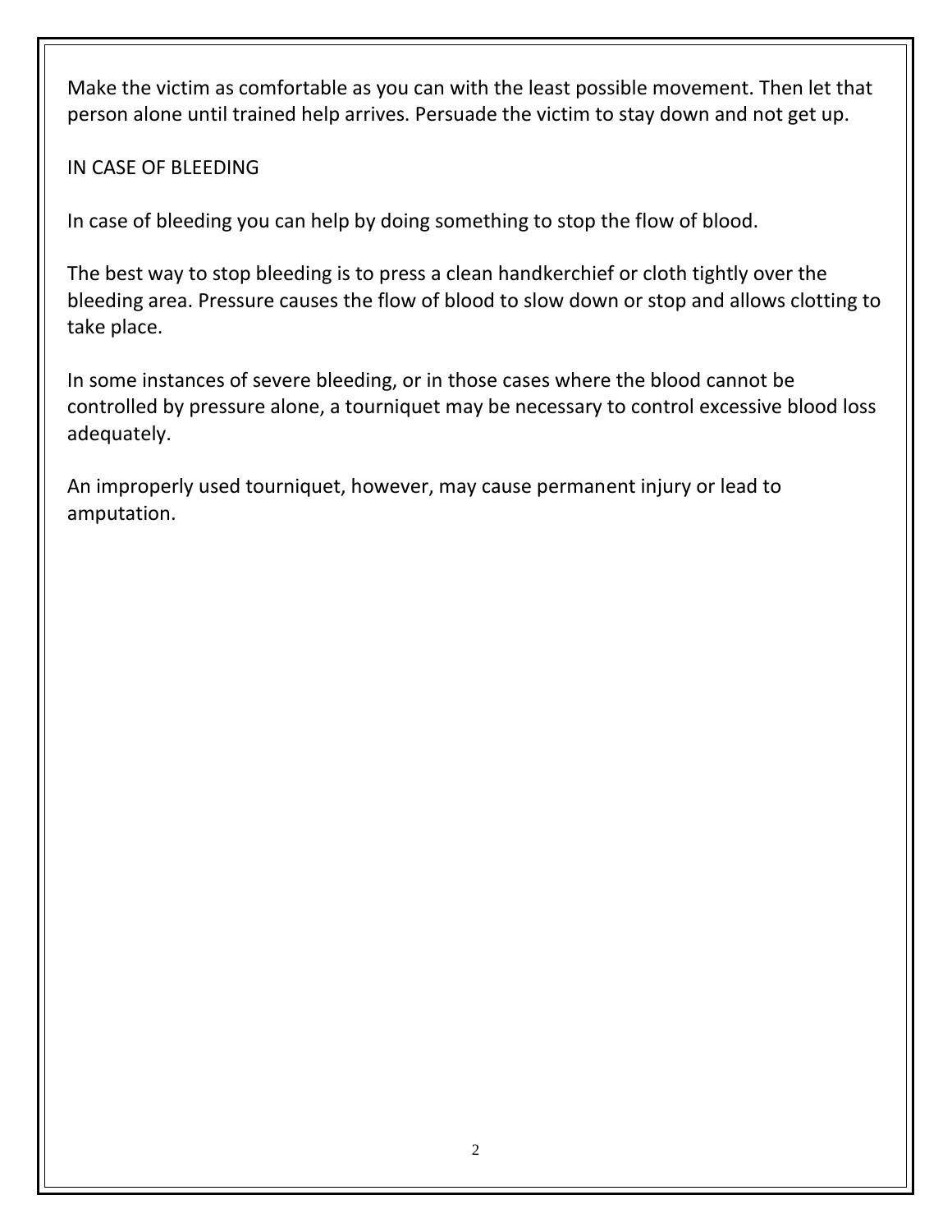Make the victim as comfortable as you can with the least possible movement. Then let that person alone until trained help arrives. Persuade the victim to stay down and not get up.

## IN CASE OF BLEEDING

In case of bleeding you can help by doing something to stop the flow of blood.

The best way to stop bleeding is to press a clean handkerchief or cloth tightly over the bleeding area. Pressure causes the flow of blood to slow down or stop and allows clotting to take place.

In some instances of severe bleeding, or in those cases where the blood cannot be controlled by pressure alone, a tourniquet may be necessary to control excessive blood loss adequately.

An improperly used tourniquet, however, may cause permanent injury or lead to amputation.